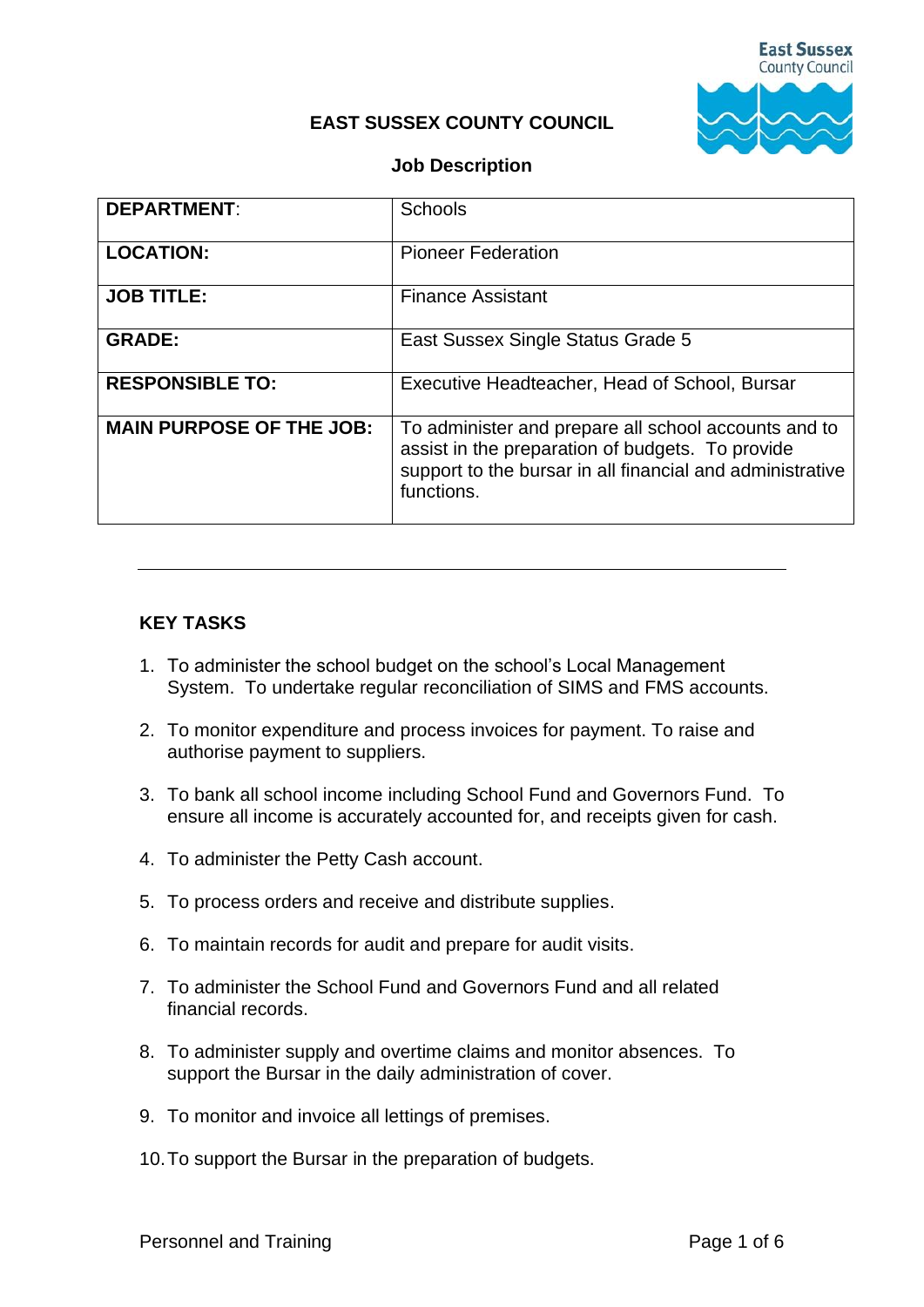# EAST SUSSEX COUNTY COUNCIL

## Job Description

| | |
|---|---|
| **DEPARTMENT**: | Schools |
| **LOCATION:** | Pioneer Federation |
| **JOB TITLE:** | Finance Assistant |
| **GRADE:** | East Sussex Single Status Grade 5 |
| **RESPONSIBLE TO:** | Executive Headteacher, Head of School, Bursar |
| **MAIN PURPOSE OF THE JOB:** | To administer and prepare all school accounts and to assist in the preparation of budgets. To provide support to the bursar in all financial and administrative functions. |

---

### KEY TASKS

1. To administer the school budget on the school's Local Management System. To undertake regular reconciliation of SIMS and FMS accounts.
2. To monitor expenditure and process invoices for payment. To raise and authorise payment to suppliers.
3. To bank all school income including School Fund and Governors Fund. To ensure all income is accurately accounted for, and receipts given for cash.
4. To administer the Petty Cash account.
5. To process orders and receive and distribute supplies.
6. To maintain records for audit and prepare for audit visits.
7. To administer the School Fund and Governors Fund and all related financial records.
8. To administer supply and overtime claims and monitor absences. To support the Bursar in the daily administration of cover.
9. To monitor and invoice all lettings of premises.
10. To support the Bursar in the preparation of budgets.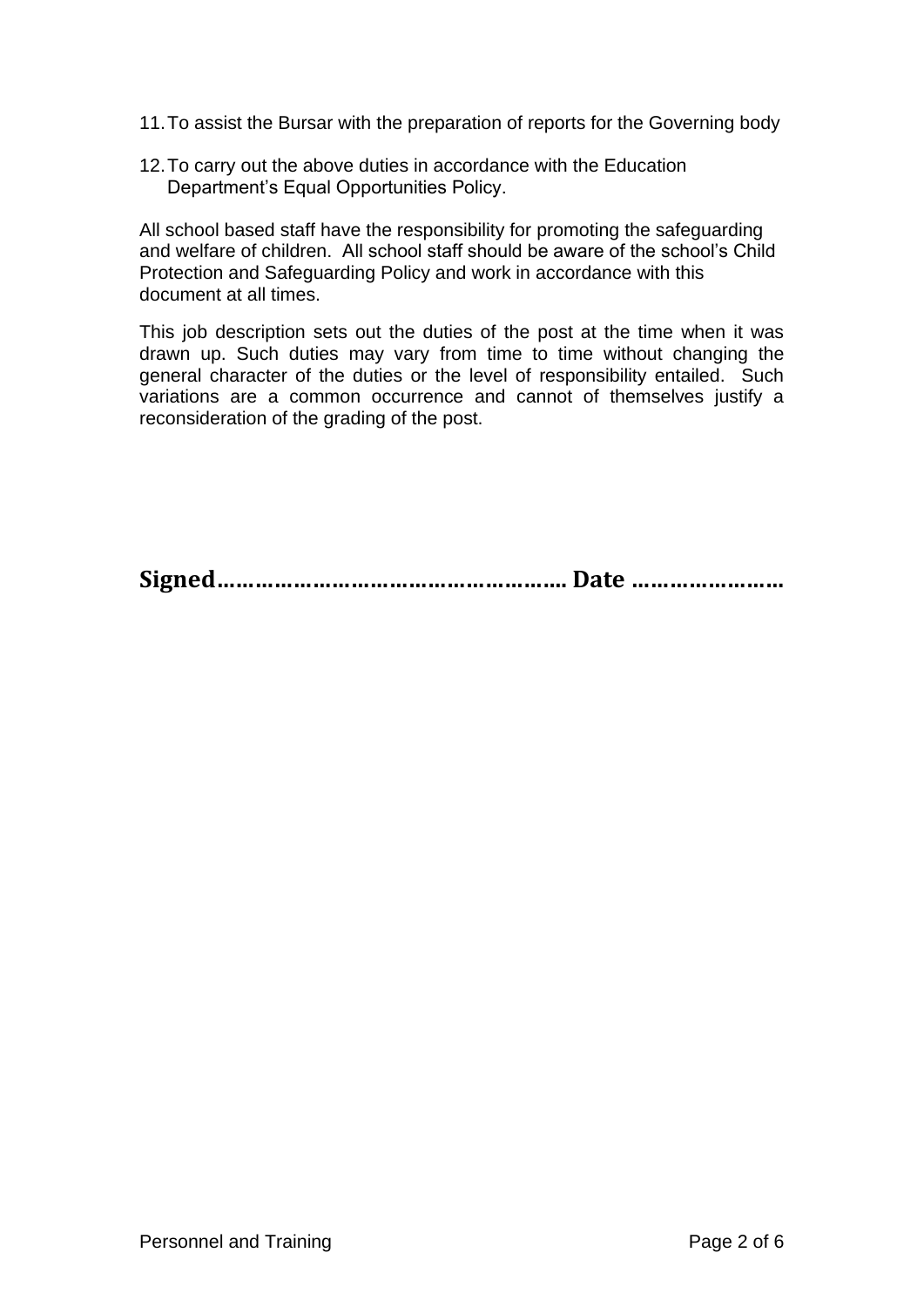11. To assist the Bursar with the preparation of reports for the Governing body

12. To carry out the above duties in accordance with the Education Department's Equal Opportunities Policy.

All school based staff have the responsibility for promoting the safeguarding and welfare of children. All school staff should be aware of the school's Child Protection and Safeguarding Policy and work in accordance with this document at all times.

This job description sets out the duties of the post at the time when it was drawn up. Such duties may vary from time to time without changing the general character of the duties or the level of responsibility entailed. Such variations are a common occurrence and cannot of themselves justify a reconsideration of the grading of the post.

**Signed……………………………………………… Date ……………………**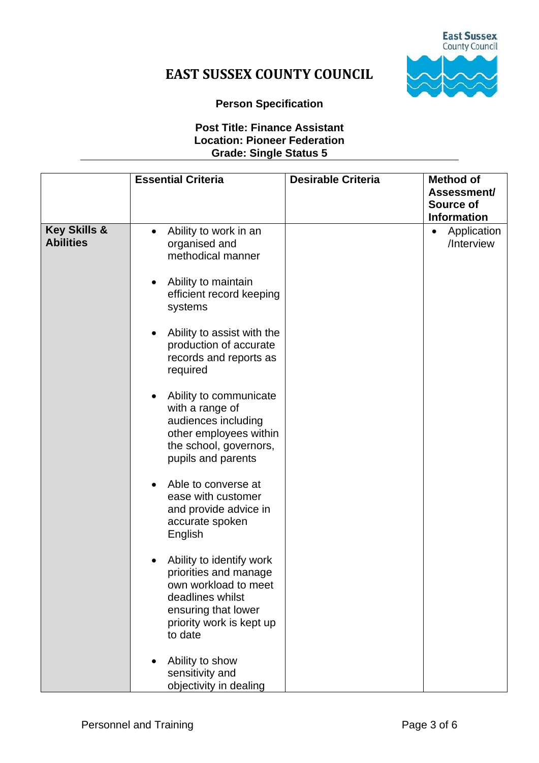# EAST SUSSEX COUNTY COUNCIL

**Person Specification**

**Post Title: Finance Assistant**
**Location: Pioneer Federation**
**Grade: Single Status 5**

| | Essential Criteria | Desirable Criteria | Method of Assessment/ Source of Information |
|---|---|---|---|
| **Key Skills & Abilities** | • Ability to work in an organised and methodical manner<br><br>• Ability to maintain efficient record keeping systems<br><br>• Ability to assist with the production of accurate records and reports as required<br><br>• Ability to communicate with a range of audiences including other employees within the school, governors, pupils and parents<br><br>• Able to converse at ease with customer and provide advice in accurate spoken English<br><br>• Ability to identify work priorities and manage own workload to meet deadlines whilst ensuring that lower priority work is kept up to date<br><br>• Ability to show sensitivity and objectivity in dealing | | • Application /Interview |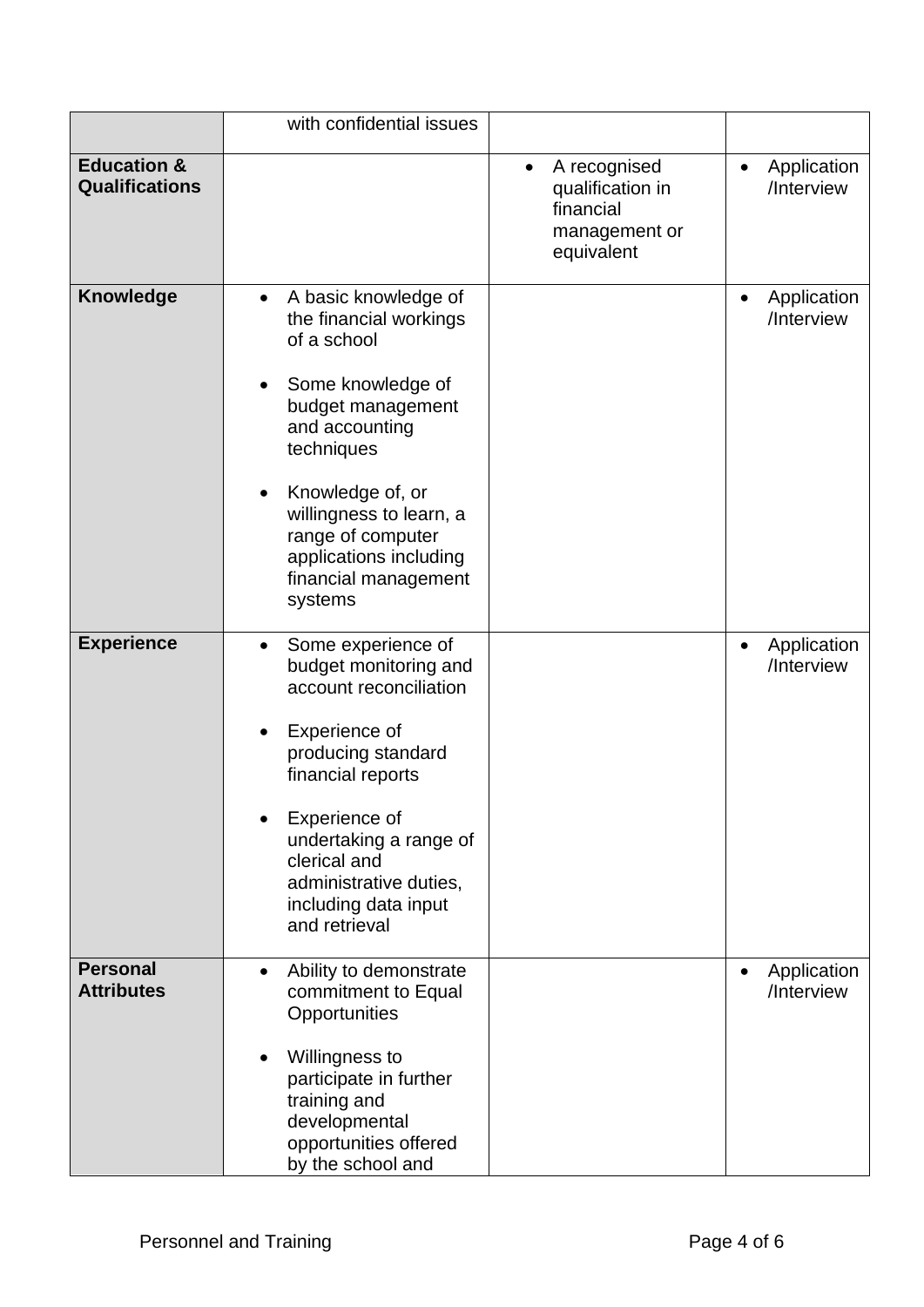| | | | |
|---|---|---|---|
| | with confidential issues | | |
| **Education & Qualifications** | | • A recognised qualification in financial management or equivalent | • Application /Interview |
| **Knowledge** | • A basic knowledge of the financial workings of a school<br><br>• Some knowledge of budget management and accounting techniques<br><br>• Knowledge of, or willingness to learn, a range of computer applications including financial management systems | | • Application /Interview |
| **Experience** | • Some experience of budget monitoring and account reconciliation<br><br>• Experience of producing standard financial reports<br><br>• Experience of undertaking a range of clerical and administrative duties, including data input and retrieval | | • Application /Interview |
| **Personal Attributes** | • Ability to demonstrate commitment to Equal Opportunities<br><br>• Willingness to participate in further training and developmental opportunities offered by the school and | | • Application /Interview |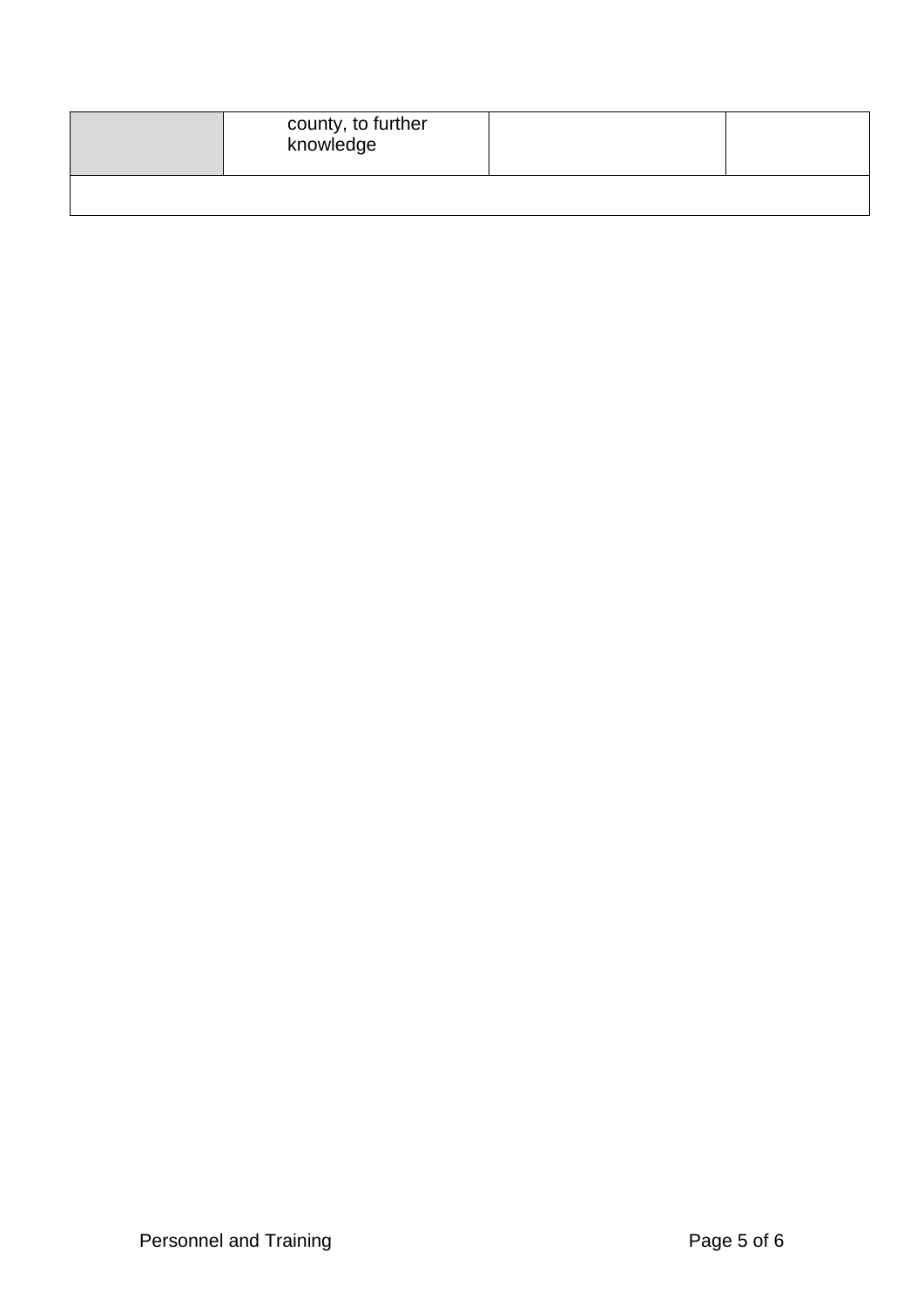| | | | |
|---|---|---|---|
| | county, to further knowledge | | |
| | | | |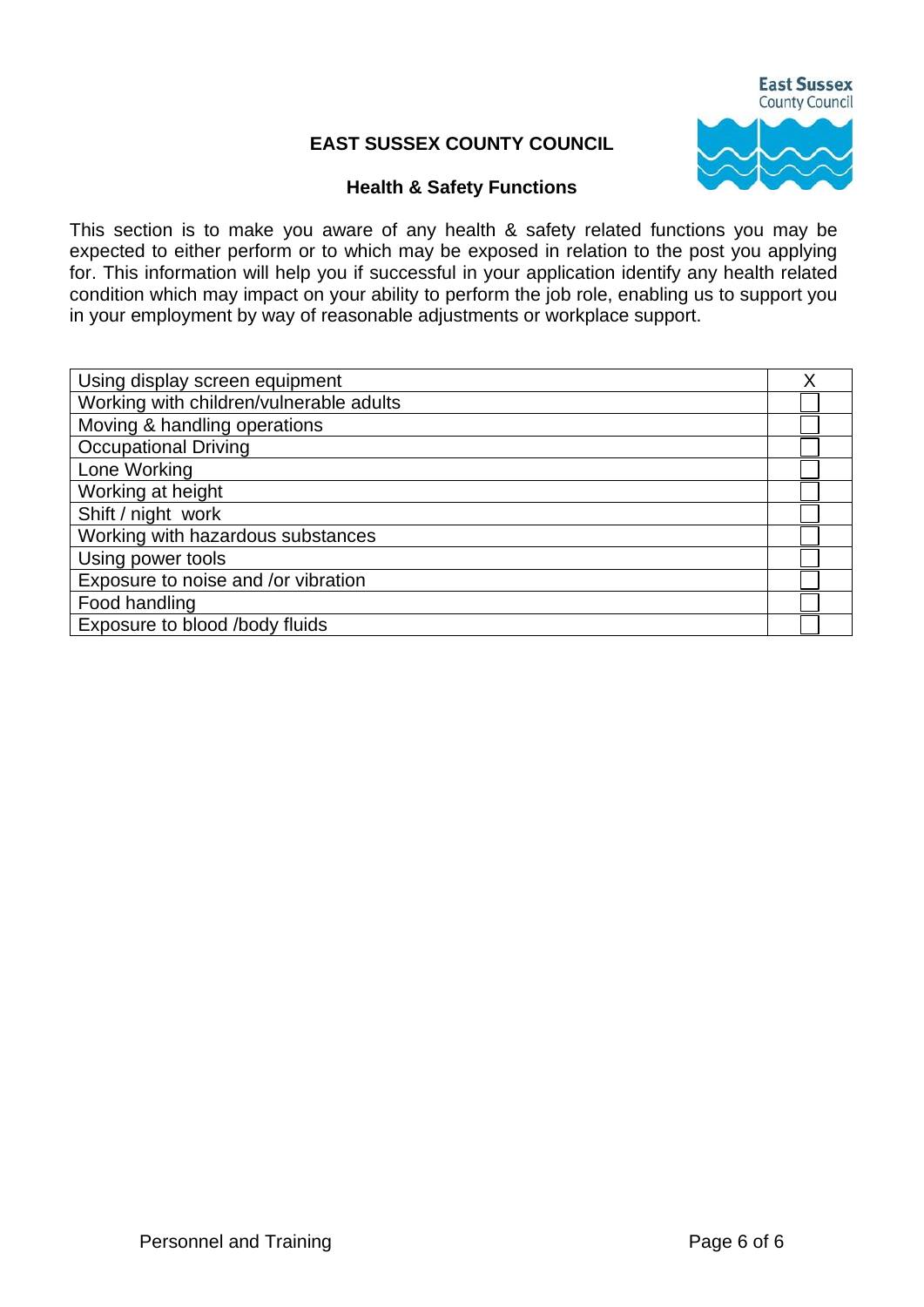# EAST SUSSEX COUNTY COUNCIL

## Health & Safety Functions

This section is to make you aware of any health & safety related functions you may be expected to either perform or to which may be exposed in relation to the post you applying for. This information will help you if successful in your application identify any health related condition which may impact on your ability to perform the job role, enabling us to support you in your employment by way of reasonable adjustments or workplace support.

| | |
|---|---|
| Using display screen equipment | X |
| Working with children/vulnerable adults | |
| Moving & handling operations | |
| Occupational Driving | |
| Lone Working | |
| Working at height | |
| Shift / night work | |
| Working with hazardous substances | |
| Using power tools | |
| Exposure to noise and /or vibration | |
| Food handling | |
| Exposure to blood /body fluids | |

Personnel and Training